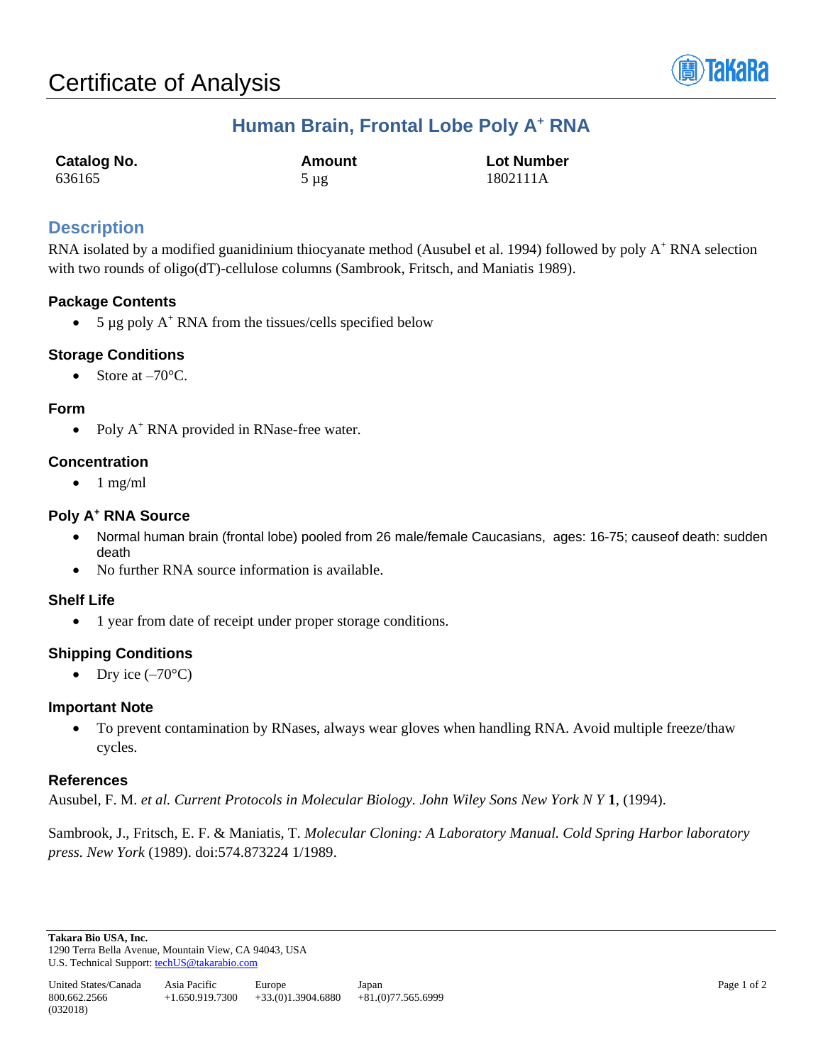# Certificate of Analysis

## Human Brain, Frontal Lobe Poly A$^+$ RNA

| Catalog No. | Amount | Lot Number |
|---|---|---|
| 636165 | 5 µg | 1802111A |

## Description

RNA isolated by a modified guanidinium thiocyanate method (Ausubel et al. 1994) followed by poly A$^+$ RNA selection with two rounds of oligo(dT)-cellulose columns (Sambrook, Fritsch, and Maniatis 1989).

### Package Contents

- 5 µg poly A$^+$ RNA from the tissues/cells specified below

### Storage Conditions

- Store at –70°C.

### Form

- Poly A$^+$ RNA provided in RNase-free water.

### Concentration

- 1 mg/ml

### Poly A$^+$ RNA Source

- Normal human brain (frontal lobe) pooled from 26 male/female Caucasians, ages: 16-75; causeof death: sudden death
- No further RNA source information is available.

### Shelf Life

- 1 year from date of receipt under proper storage conditions.

### Shipping Conditions

- Dry ice (–70°C)

### Important Note

- To prevent contamination by RNases, always wear gloves when handling RNA. Avoid multiple freeze/thaw cycles.

### References

Ausubel, F. M. *et al. Current Protocols in Molecular Biology. John Wiley Sons New York N Y* **1**, (1994).

Sambrook, J., Fritsch, E. F. & Maniatis, T. *Molecular Cloning: A Laboratory Manual. Cold Spring Harbor laboratory press. New York* (1989). doi:574.873224 1/1989.

**Takara Bio USA, Inc.**
1290 Terra Bella Avenue, Mountain View, CA 94043, USA
U.S. Technical Support: techUS@takarabio.com

| United States/Canada | Asia Pacific | Europe | Japan |
|---|---|---|---|
| 800.662.2566 | +1.650.919.7300 | +33.(0)1.3904.6880 | +81.(0)77.565.6999 |

(032018)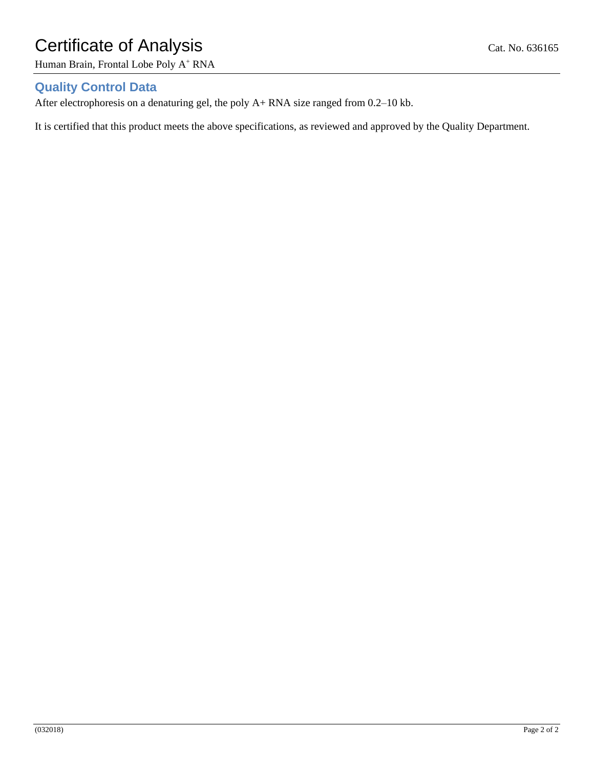## Quality Control Data

After electrophoresis on a denaturing gel, the poly A+ RNA size ranged from 0.2–10 kb.

It is certified that this product meets the above specifications, as reviewed and approved by the Quality Department.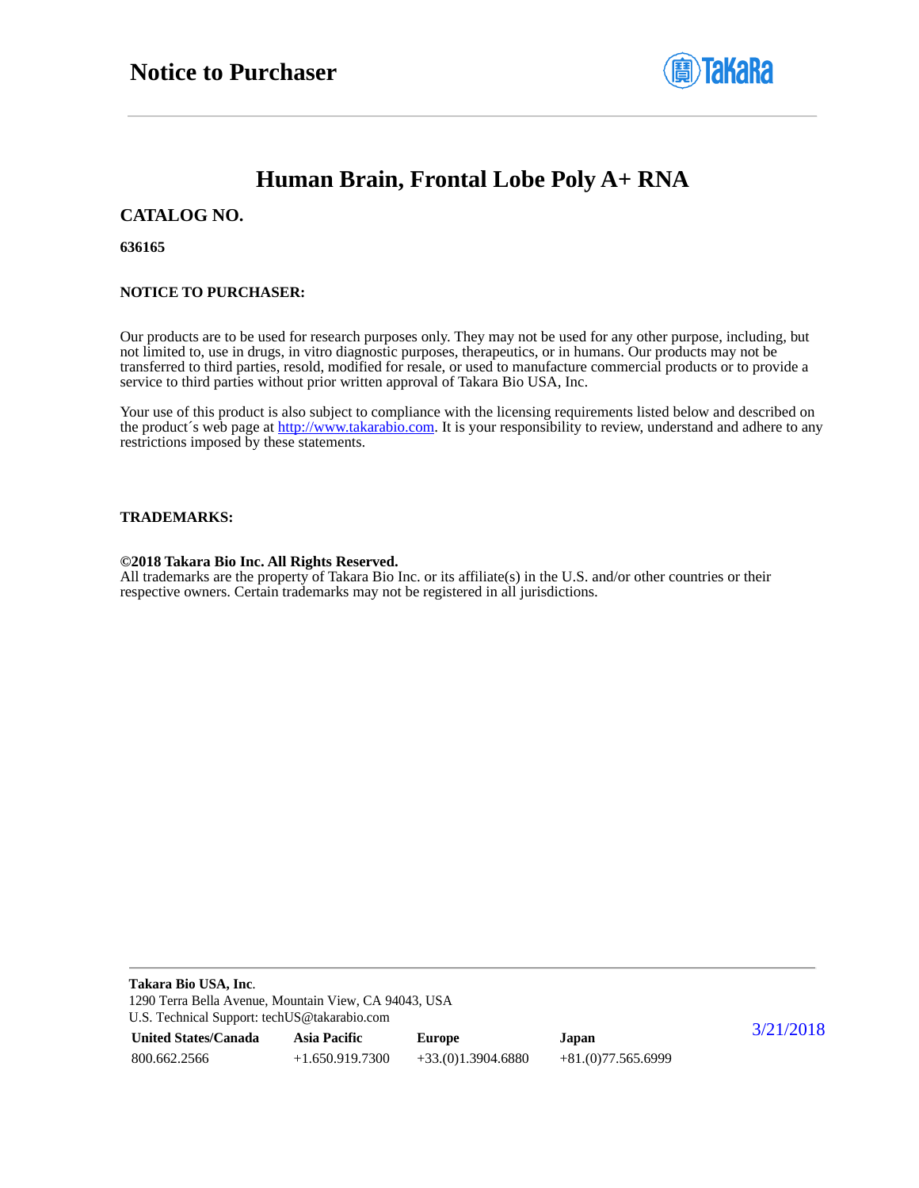# Notice to Purchaser

## Human Brain, Frontal Lobe Poly A+ RNA

### CATALOG NO.

**636165**

**NOTICE TO PURCHASER:**

Our products are to be used for research purposes only. They may not be used for any other purpose, including, but not limited to, use in drugs, in vitro diagnostic purposes, therapeutics, or in humans. Our products may not be transferred to third parties, resold, modified for resale, or used to manufacture commercial products or to provide a service to third parties without prior written approval of Takara Bio USA, Inc.

Your use of this product is also subject to compliance with the licensing requirements listed below and described on the product´s web page at http://www.takarabio.com. It is your responsibility to review, understand and adhere to any restrictions imposed by these statements.

**TRADEMARKS:**

**©2018 Takara Bio Inc. All Rights Reserved.**
All trademarks are the property of Takara Bio Inc. or its affiliate(s) in the U.S. and/or other countries or their respective owners. Certain trademarks may not be registered in all jurisdictions.

**Takara Bio USA, Inc**.
1290 Terra Bella Avenue, Mountain View, CA 94043, USA
U.S. Technical Support: techUS@takarabio.com

| United States/Canada | Asia Pacific | Europe | Japan |
|---|---|---|---|
| 800.662.2566 | +1.650.919.7300 | +33.(0)1.3904.6880 | +81.(0)77.565.6999 |

3/21/2018